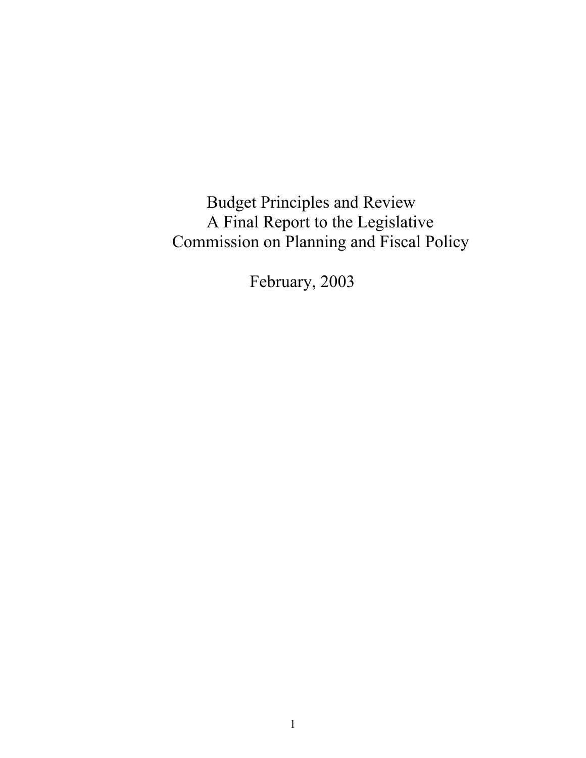# Budget Principles and Review

A Final Report to the Legislative Commission on Planning and Fiscal Policy

February, 2003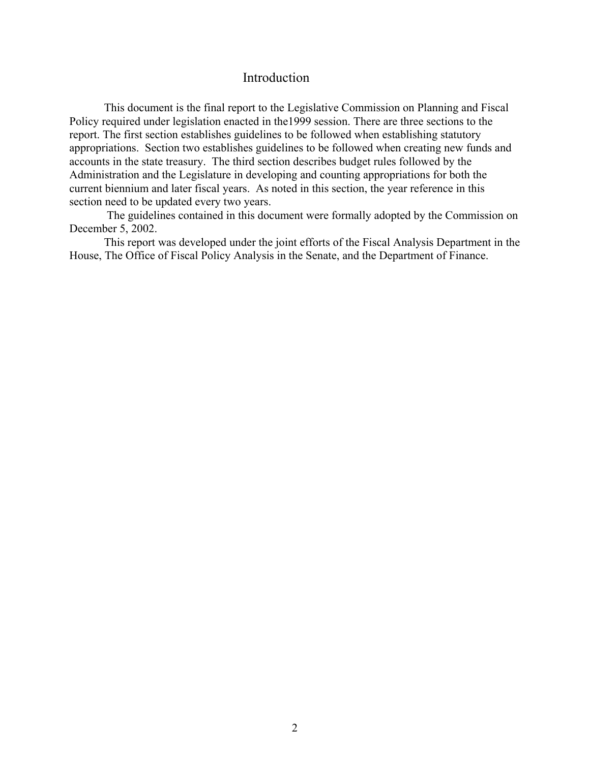# Introduction

This document is the final report to the Legislative Commission on Planning and Fiscal Policy required under legislation enacted in the1999 session. There are three sections to the report. The first section establishes guidelines to be followed when establishing statutory appropriations. Section two establishes guidelines to be followed when creating new funds and accounts in the state treasury. The third section describes budget rules followed by the Administration and the Legislature in developing and counting appropriations for both the current biennium and later fiscal years. As noted in this section, the year reference in this section need to be updated every two years.

The guidelines contained in this document were formally adopted by the Commission on December 5, 2002.

This report was developed under the joint efforts of the Fiscal Analysis Department in the House, The Office of Fiscal Policy Analysis in the Senate, and the Department of Finance.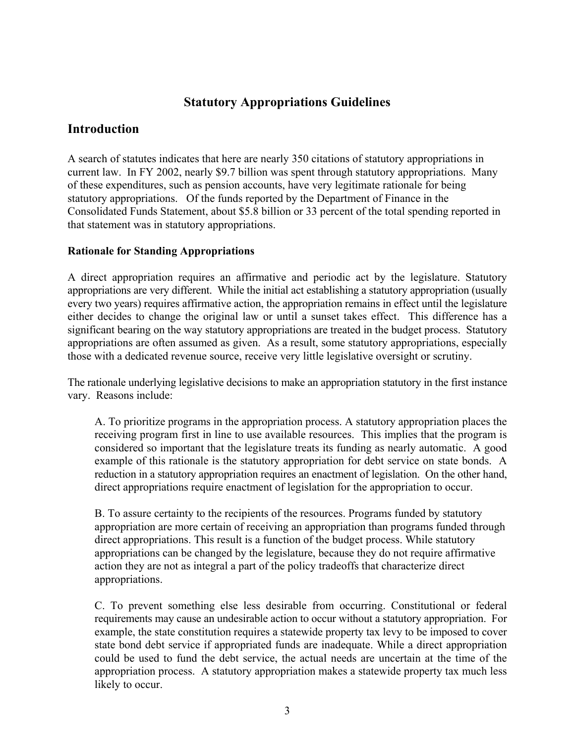# Statutory Appropriations Guidelines

## Introduction

A search of statutes indicates that here are nearly 350 citations of statutory appropriations in current law. In FY 2002, nearly $9.7 billion was spent through statutory appropriations. Many of these expenditures, such as pension accounts, have very legitimate rationale for being statutory appropriations. Of the funds reported by the Department of Finance in the Consolidated Funds Statement, about $5.8 billion or 33 percent of the total spending reported in that statement was in statutory appropriations.

### Rationale for Standing Appropriations

A direct appropriation requires an affirmative and periodic act by the legislature. Statutory appropriations are very different. While the initial act establishing a statutory appropriation (usually every two years) requires affirmative action, the appropriation remains in effect until the legislature either decides to change the original law or until a sunset takes effect. This difference has a significant bearing on the way statutory appropriations are treated in the budget process. Statutory appropriations are often assumed as given. As a result, some statutory appropriations, especially those with a dedicated revenue source, receive very little legislative oversight or scrutiny.

The rationale underlying legislative decisions to make an appropriation statutory in the first instance vary. Reasons include:

A. To prioritize programs in the appropriation process. A statutory appropriation places the receiving program first in line to use available resources. This implies that the program is considered so important that the legislature treats its funding as nearly automatic. A good example of this rationale is the statutory appropriation for debt service on state bonds. A reduction in a statutory appropriation requires an enactment of legislation. On the other hand, direct appropriations require enactment of legislation for the appropriation to occur.

B. To assure certainty to the recipients of the resources. Programs funded by statutory appropriation are more certain of receiving an appropriation than programs funded through direct appropriations. This result is a function of the budget process. While statutory appropriations can be changed by the legislature, because they do not require affirmative action they are not as integral a part of the policy tradeoffs that characterize direct appropriations.

C. To prevent something else less desirable from occurring. Constitutional or federal requirements may cause an undesirable action to occur without a statutory appropriation. For example, the state constitution requires a statewide property tax levy to be imposed to cover state bond debt service if appropriated funds are inadequate. While a direct appropriation could be used to fund the debt service, the actual needs are uncertain at the time of the appropriation process. A statutory appropriation makes a statewide property tax much less likely to occur.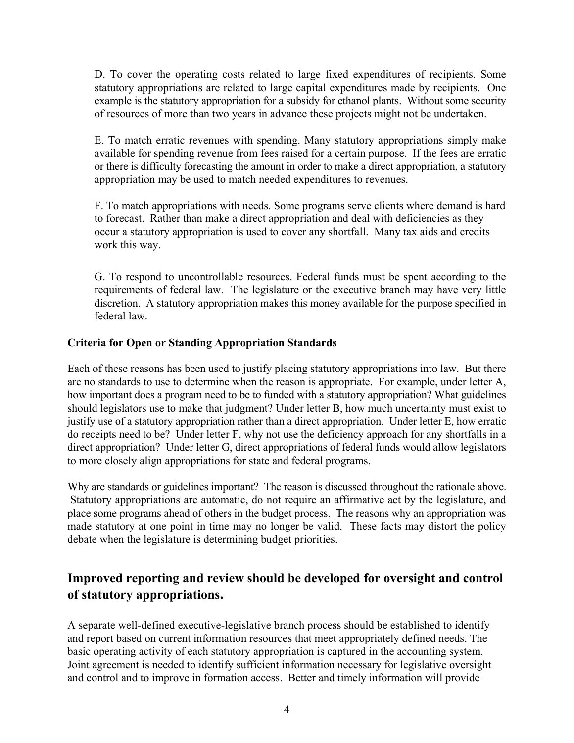D. To cover the operating costs related to large fixed expenditures of recipients. Some statutory appropriations are related to large capital expenditures made by recipients. One example is the statutory appropriation for a subsidy for ethanol plants. Without some security of resources of more than two years in advance these projects might not be undertaken.

E. To match erratic revenues with spending. Many statutory appropriations simply make available for spending revenue from fees raised for a certain purpose. If the fees are erratic or there is difficulty forecasting the amount in order to make a direct appropriation, a statutory appropriation may be used to match needed expenditures to revenues.

F. To match appropriations with needs. Some programs serve clients where demand is hard to forecast. Rather than make a direct appropriation and deal with deficiencies as they occur a statutory appropriation is used to cover any shortfall. Many tax aids and credits work this way.

G. To respond to uncontrollable resources. Federal funds must be spent according to the requirements of federal law. The legislature or the executive branch may have very little discretion. A statutory appropriation makes this money available for the purpose specified in federal law.

**Criteria for Open or Standing Appropriation Standards**

Each of these reasons has been used to justify placing statutory appropriations into law. But there are no standards to use to determine when the reason is appropriate. For example, under letter A, how important does a program need to be to funded with a statutory appropriation? What guidelines should legislators use to make that judgment? Under letter B, how much uncertainty must exist to justify use of a statutory appropriation rather than a direct appropriation. Under letter E, how erratic do receipts need to be? Under letter F, why not use the deficiency approach for any shortfalls in a direct appropriation? Under letter G, direct appropriations of federal funds would allow legislators to more closely align appropriations for state and federal programs.

Why are standards or guidelines important? The reason is discussed throughout the rationale above. Statutory appropriations are automatic, do not require an affirmative act by the legislature, and place some programs ahead of others in the budget process. The reasons why an appropriation was made statutory at one point in time may no longer be valid. These facts may distort the policy debate when the legislature is determining budget priorities.

## Improved reporting and review should be developed for oversight and control of statutory appropriations.

A separate well-defined executive-legislative branch process should be established to identify and report based on current information resources that meet appropriately defined needs. The basic operating activity of each statutory appropriation is captured in the accounting system. Joint agreement is needed to identify sufficient information necessary for legislative oversight and control and to improve in formation access. Better and timely information will provide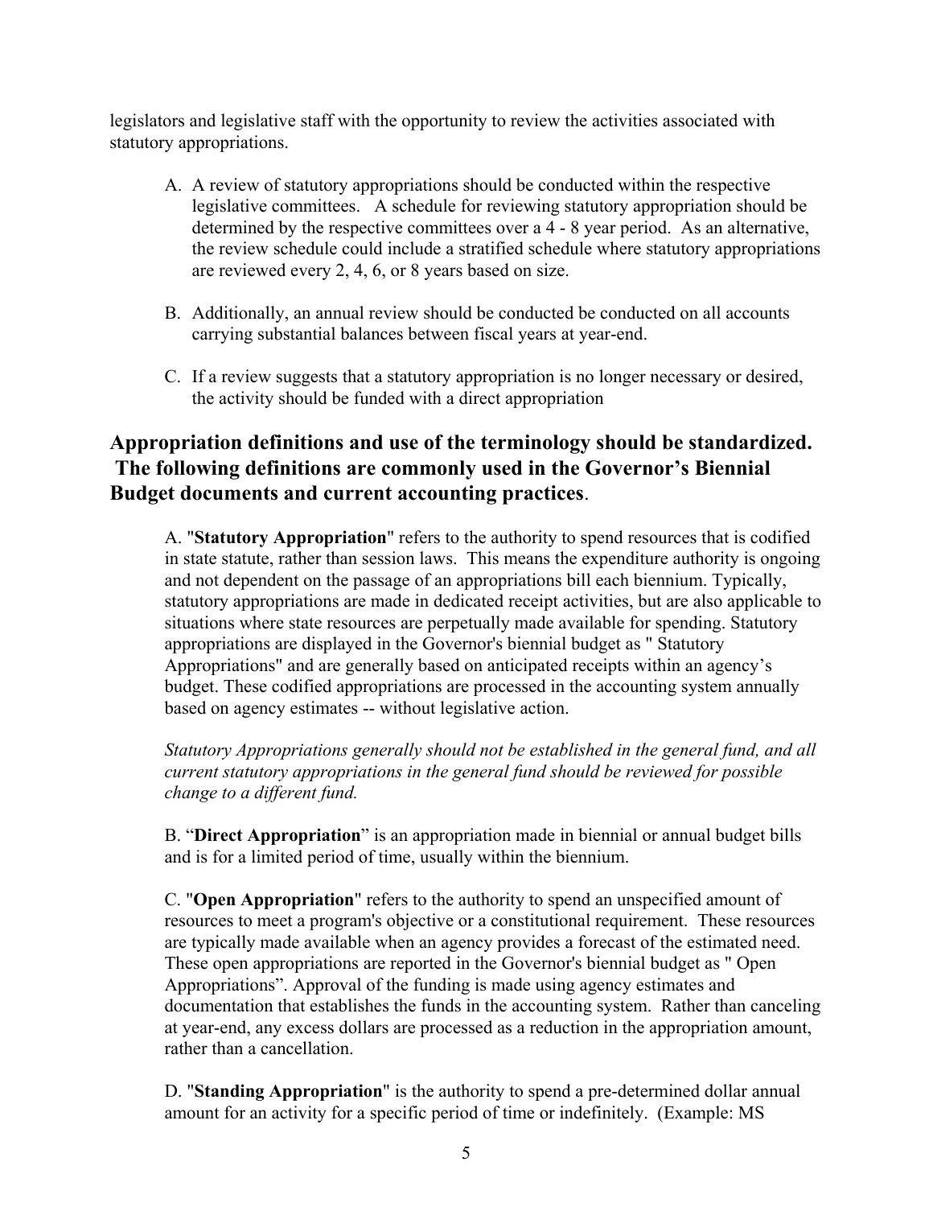legislators and legislative staff with the opportunity to review the activities associated with statutory appropriations.

A. A review of statutory appropriations should be conducted within the respective legislative committees. A schedule for reviewing statutory appropriation should be determined by the respective committees over a 4 - 8 year period. As an alternative, the review schedule could include a stratified schedule where statutory appropriations are reviewed every 2, 4, 6, or 8 years based on size.

B. Additionally, an annual review should be conducted be conducted on all accounts carrying substantial balances between fiscal years at year-end.

C. If a review suggests that a statutory appropriation is no longer necessary or desired, the activity should be funded with a direct appropriation

## Appropriation definitions and use of the terminology should be standardized. The following definitions are commonly used in the Governor's Biennial Budget documents and current accounting practices.

A. "**Statutory Appropriation**" refers to the authority to spend resources that is codified in state statute, rather than session laws. This means the expenditure authority is ongoing and not dependent on the passage of an appropriations bill each biennium. Typically, statutory appropriations are made in dedicated receipt activities, but are also applicable to situations where state resources are perpetually made available for spending. Statutory appropriations are displayed in the Governor's biennial budget as " Statutory Appropriations" and are generally based on anticipated receipts within an agency's budget. These codified appropriations are processed in the accounting system annually based on agency estimates -- without legislative action.

*Statutory Appropriations generally should not be established in the general fund, and all current statutory appropriations in the general fund should be reviewed for possible change to a different fund.*

B. "**Direct Appropriation**" is an appropriation made in biennial or annual budget bills and is for a limited period of time, usually within the biennium.

C. "**Open Appropriation**" refers to the authority to spend an unspecified amount of resources to meet a program's objective or a constitutional requirement. These resources are typically made available when an agency provides a forecast of the estimated need. These open appropriations are reported in the Governor's biennial budget as " Open Appropriations". Approval of the funding is made using agency estimates and documentation that establishes the funds in the accounting system. Rather than canceling at year-end, any excess dollars are processed as a reduction in the appropriation amount, rather than a cancellation.

D. "**Standing Appropriation**" is the authority to spend a pre-determined dollar annual amount for an activity for a specific period of time or indefinitely. (Example: MS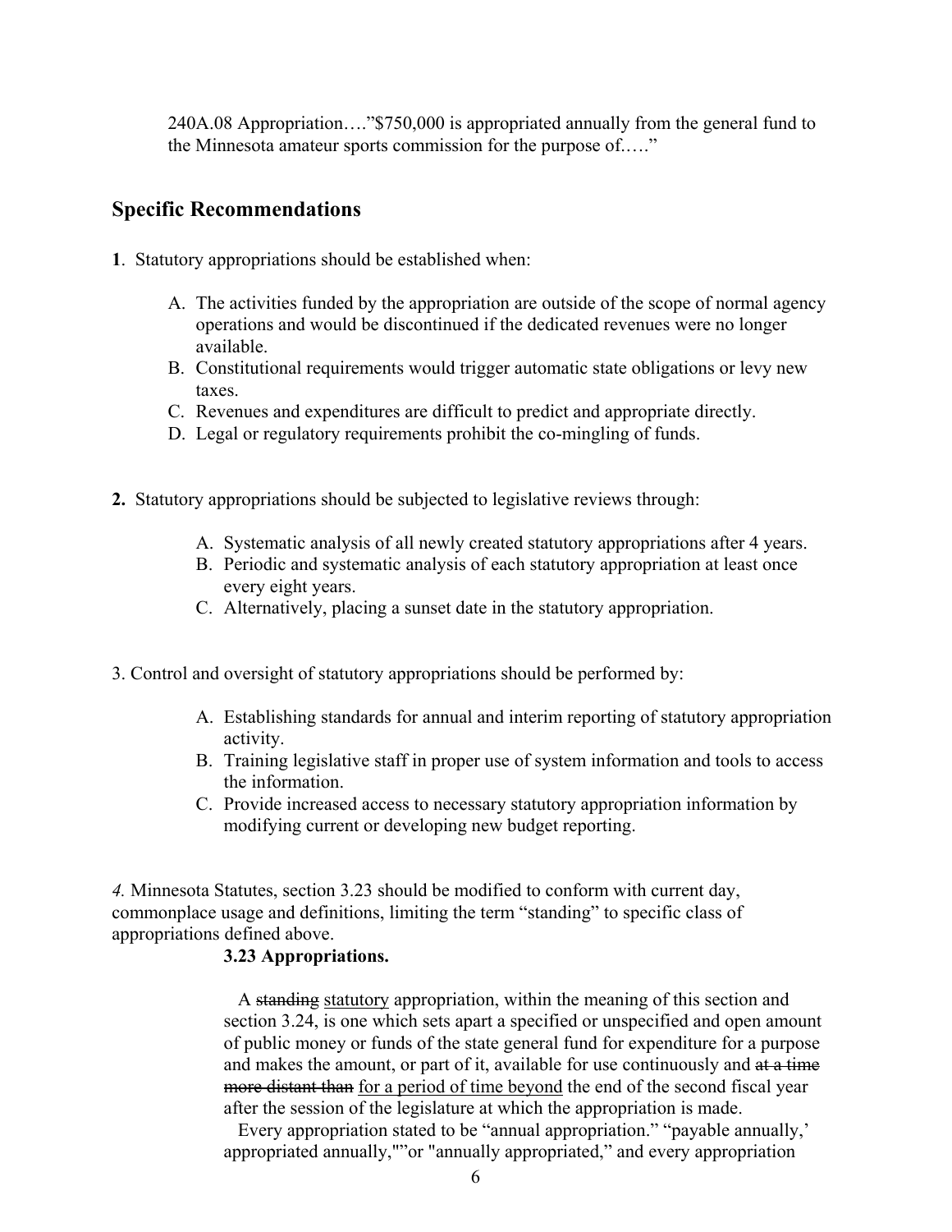240A.08 Appropriation…."$750,000 is appropriated annually from the general fund to the Minnesota amateur sports commission for the purpose of.…."

## Specific Recommendations

**1**. Statutory appropriations should be established when:

A. The activities funded by the appropriation are outside of the scope of normal agency operations and would be discontinued if the dedicated revenues were no longer available.
B. Constitutional requirements would trigger automatic state obligations or levy new taxes.
C. Revenues and expenditures are difficult to predict and appropriate directly.
D. Legal or regulatory requirements prohibit the co-mingling of funds.

**2.** Statutory appropriations should be subjected to legislative reviews through:

A. Systematic analysis of all newly created statutory appropriations after 4 years.
B. Periodic and systematic analysis of each statutory appropriation at least once every eight years.
C. Alternatively, placing a sunset date in the statutory appropriation.

3. Control and oversight of statutory appropriations should be performed by:

A. Establishing standards for annual and interim reporting of statutory appropriation activity.
B. Training legislative staff in proper use of system information and tools to access the information.
C. Provide increased access to necessary statutory appropriation information by modifying current or developing new budget reporting.

*4.* Minnesota Statutes, section 3.23 should be modified to conform with current day, commonplace usage and definitions, limiting the term "standing" to specific class of appropriations defined above.

**3.23 Appropriations.**

A ~~standing~~ <u>statutory</u> appropriation, within the meaning of this section and section 3.24, is one which sets apart a specified or unspecified and open amount of public money or funds of the state general fund for expenditure for a purpose and makes the amount, or part of it, available for use continuously and ~~at a time more distant than~~ <u>for a period of time beyond</u> the end of the second fiscal year after the session of the legislature at which the appropriation is made.

Every appropriation stated to be "annual appropriation." "payable annually,' appropriated annually,""or "annually appropriated," and every appropriation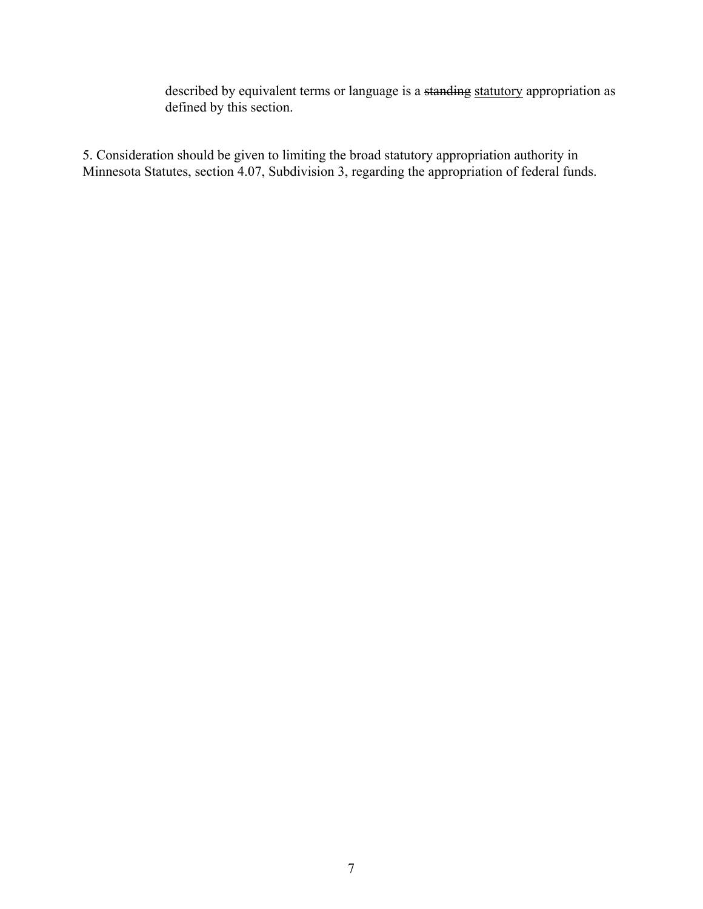described by equivalent terms or language is a ~~standing~~ <u>statutory</u> appropriation as defined by this section.

5. Consideration should be given to limiting the broad statutory appropriation authority in Minnesota Statutes, section 4.07, Subdivision 3, regarding the appropriation of federal funds.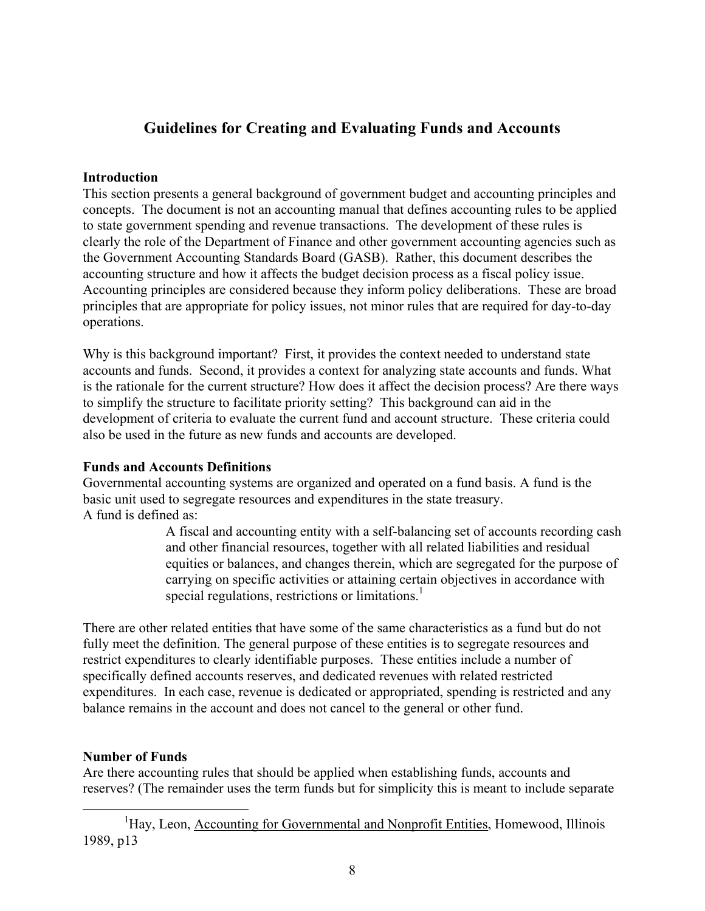# Guidelines for Creating and Evaluating Funds and Accounts

**Introduction**

This section presents a general background of government budget and accounting principles and concepts. The document is not an accounting manual that defines accounting rules to be applied to state government spending and revenue transactions. The development of these rules is clearly the role of the Department of Finance and other government accounting agencies such as the Government Accounting Standards Board (GASB). Rather, this document describes the accounting structure and how it affects the budget decision process as a fiscal policy issue. Accounting principles are considered because they inform policy deliberations. These are broad principles that are appropriate for policy issues, not minor rules that are required for day-to-day operations.

Why is this background important? First, it provides the context needed to understand state accounts and funds. Second, it provides a context for analyzing state accounts and funds. What is the rationale for the current structure? How does it affect the decision process? Are there ways to simplify the structure to facilitate priority setting? This background can aid in the development of criteria to evaluate the current fund and account structure. These criteria could also be used in the future as new funds and accounts are developed.

**Funds and Accounts Definitions**

Governmental accounting systems are organized and operated on a fund basis. A fund is the basic unit used to segregate resources and expenditures in the state treasury.
A fund is defined as:

> A fiscal and accounting entity with a self-balancing set of accounts recording cash and other financial resources, together with all related liabilities and residual equities or balances, and changes therein, which are segregated for the purpose of carrying on specific activities or attaining certain objectives in accordance with special regulations, restrictions or limitations.[1]

There are other related entities that have some of the same characteristics as a fund but do not fully meet the definition. The general purpose of these entities is to segregate resources and restrict expenditures to clearly identifiable purposes. These entities include a number of specifically defined accounts reserves, and dedicated revenues with related restricted expenditures. In each case, revenue is dedicated or appropriated, spending is restricted and any balance remains in the account and does not cancel to the general or other fund.

**Number of Funds**

Are there accounting rules that should be applied when establishing funds, accounts and reserves? (The remainder uses the term funds but for simplicity this is meant to include separate

---

[1] Hay, Leon, Accounting for Governmental and Nonprofit Entities, Homewood, Illinois 1989, p13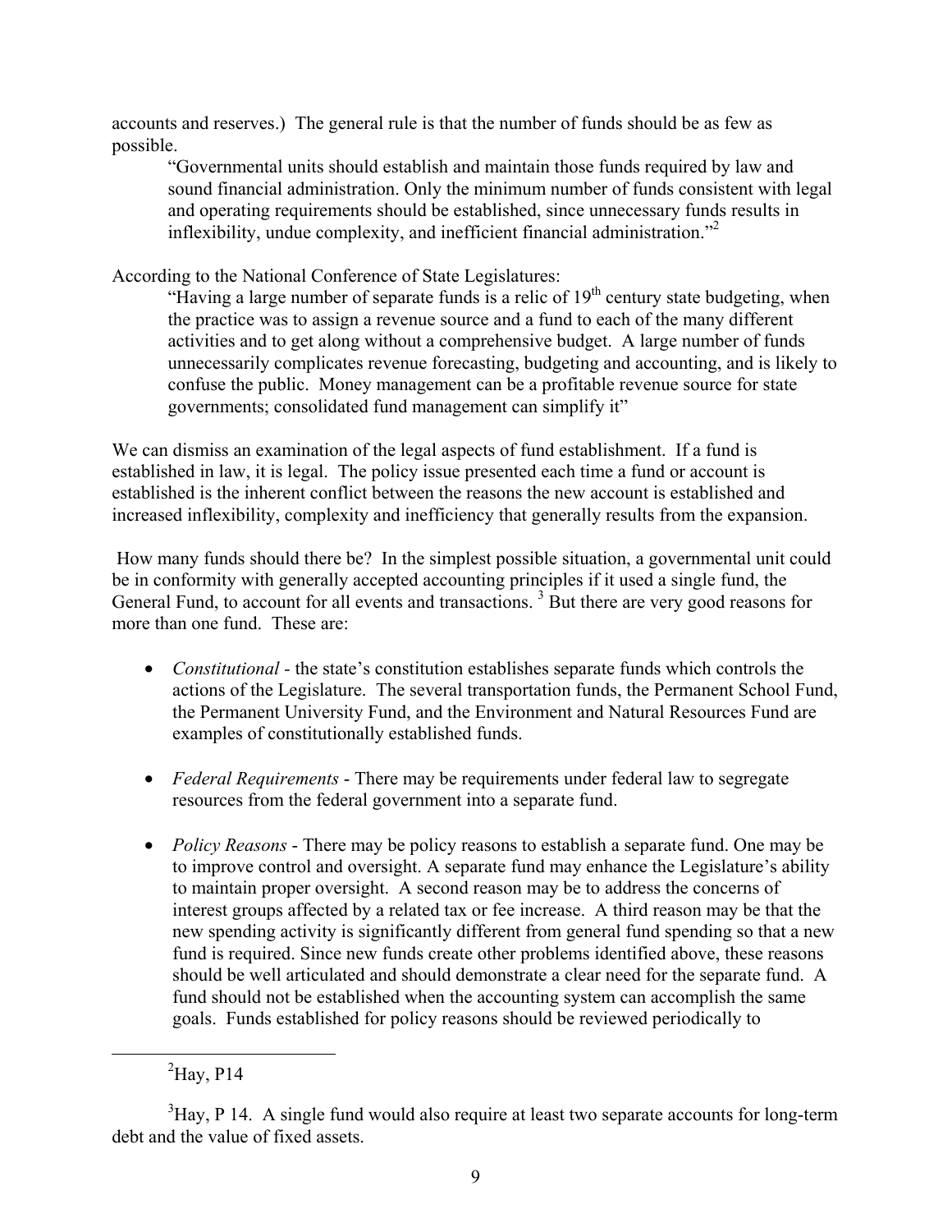accounts and reserves.) The general rule is that the number of funds should be as few as possible.

> "Governmental units should establish and maintain those funds required by law and sound financial administration. Only the minimum number of funds consistent with legal and operating requirements should be established, since unnecessary funds results in inflexibility, undue complexity, and inefficient financial administration."[2]

According to the National Conference of State Legislatures:

> "Having a large number of separate funds is a relic of 19th century state budgeting, when the practice was to assign a revenue source and a fund to each of the many different activities and to get along without a comprehensive budget. A large number of funds unnecessarily complicates revenue forecasting, budgeting and accounting, and is likely to confuse the public. Money management can be a profitable revenue source for state governments; consolidated fund management can simplify it"

We can dismiss an examination of the legal aspects of fund establishment. If a fund is established in law, it is legal. The policy issue presented each time a fund or account is established is the inherent conflict between the reasons the new account is established and increased inflexibility, complexity and inefficiency that generally results from the expansion.

How many funds should there be? In the simplest possible situation, a governmental unit could be in conformity with generally accepted accounting principles if it used a single fund, the General Fund, to account for all events and transactions.[3] But there are very good reasons for more than one fund. These are:

- *Constitutional* - the state's constitution establishes separate funds which controls the actions of the Legislature. The several transportation funds, the Permanent School Fund, the Permanent University Fund, and the Environment and Natural Resources Fund are examples of constitutionally established funds.

- *Federal Requirements* - There may be requirements under federal law to segregate resources from the federal government into a separate fund.

- *Policy Reasons* - There may be policy reasons to establish a separate fund. One may be to improve control and oversight. A separate fund may enhance the Legislature's ability to maintain proper oversight. A second reason may be to address the concerns of interest groups affected by a related tax or fee increase. A third reason may be that the new spending activity is significantly different from general fund spending so that a new fund is required. Since new funds create other problems identified above, these reasons should be well articulated and should demonstrate a clear need for the separate fund. A fund should not be established when the accounting system can accomplish the same goals. Funds established for policy reasons should be reviewed periodically to

---

[2] Hay, P14

[3] Hay, P 14. A single fund would also require at least two separate accounts for long-term debt and the value of fixed assets.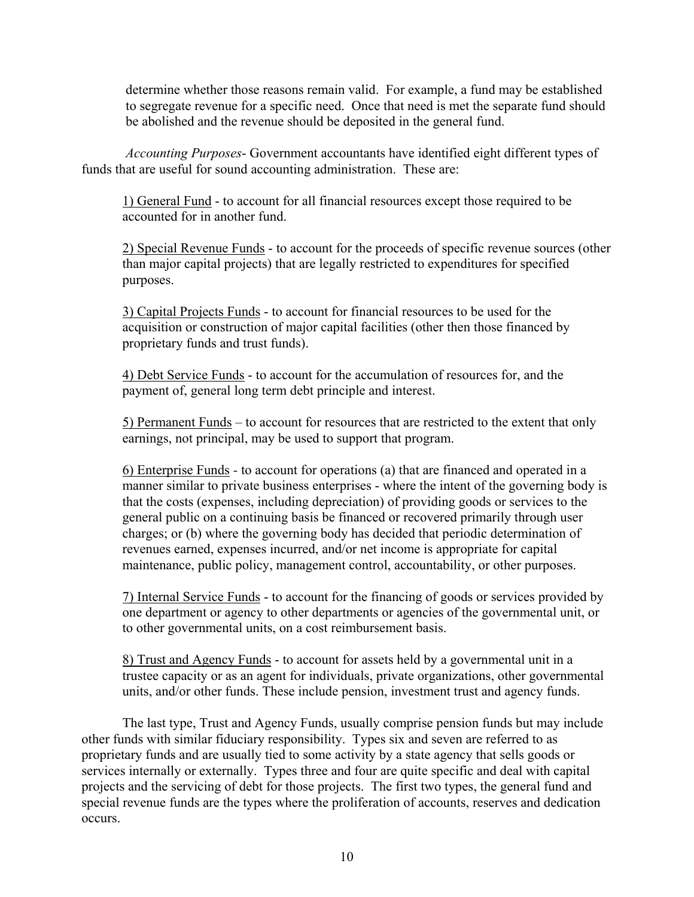determine whether those reasons remain valid. For example, a fund may be established to segregate revenue for a specific need. Once that need is met the separate fund should be abolished and the revenue should be deposited in the general fund.

*Accounting Purposes*- Government accountants have identified eight different types of funds that are useful for sound accounting administration. These are:

1) <u>General Fund</u> - to account for all financial resources except those required to be accounted for in another fund.

2) <u>Special Revenue Funds</u> - to account for the proceeds of specific revenue sources (other than major capital projects) that are legally restricted to expenditures for specified purposes.

3) <u>Capital Projects Funds</u> - to account for financial resources to be used for the acquisition or construction of major capital facilities (other then those financed by proprietary funds and trust funds).

4) <u>Debt Service Funds</u> - to account for the accumulation of resources for, and the payment of, general long term debt principle and interest.

5) <u>Permanent Funds</u> – to account for resources that are restricted to the extent that only earnings, not principal, may be used to support that program.

6) <u>Enterprise Funds</u> - to account for operations (a) that are financed and operated in a manner similar to private business enterprises - where the intent of the governing body is that the costs (expenses, including depreciation) of providing goods or services to the general public on a continuing basis be financed or recovered primarily through user charges; or (b) where the governing body has decided that periodic determination of revenues earned, expenses incurred, and/or net income is appropriate for capital maintenance, public policy, management control, accountability, or other purposes.

7) <u>Internal Service Funds</u> - to account for the financing of goods or services provided by one department or agency to other departments or agencies of the governmental unit, or to other governmental units, on a cost reimbursement basis.

8) <u>Trust and Agency Funds</u> - to account for assets held by a governmental unit in a trustee capacity or as an agent for individuals, private organizations, other governmental units, and/or other funds. These include pension, investment trust and agency funds.

The last type, Trust and Agency Funds, usually comprise pension funds but may include other funds with similar fiduciary responsibility. Types six and seven are referred to as proprietary funds and are usually tied to some activity by a state agency that sells goods or services internally or externally. Types three and four are quite specific and deal with capital projects and the servicing of debt for those projects. The first two types, the general fund and special revenue funds are the types where the proliferation of accounts, reserves and dedication occurs.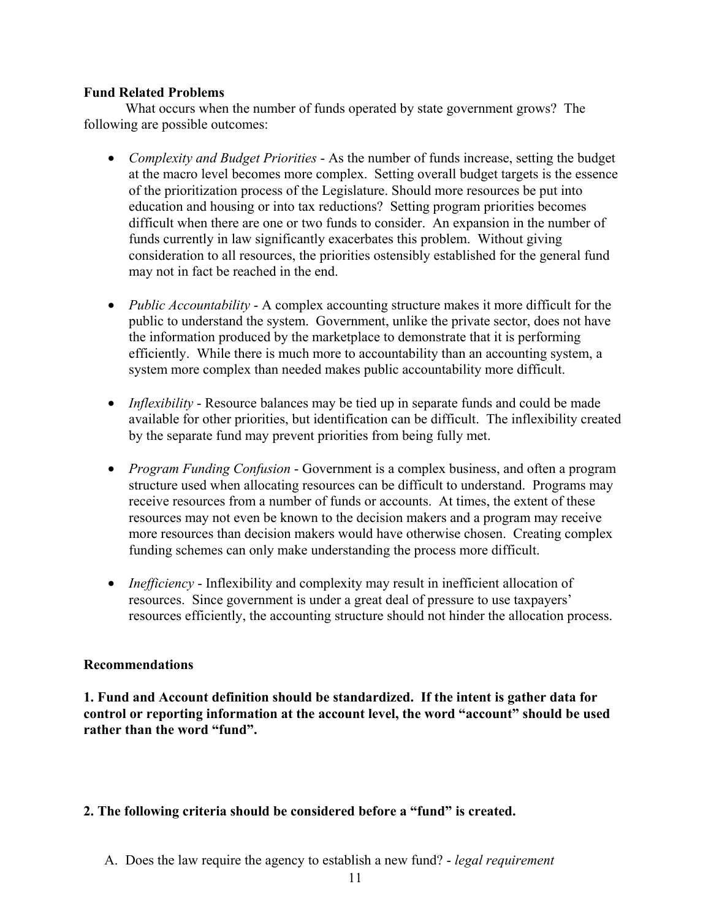**Fund Related Problems**

What occurs when the number of funds operated by state government grows? The following are possible outcomes:

- *Complexity and Budget Priorities* - As the number of funds increase, setting the budget at the macro level becomes more complex. Setting overall budget targets is the essence of the prioritization process of the Legislature. Should more resources be put into education and housing or into tax reductions? Setting program priorities becomes difficult when there are one or two funds to consider. An expansion in the number of funds currently in law significantly exacerbates this problem. Without giving consideration to all resources, the priorities ostensibly established for the general fund may not in fact be reached in the end.

- *Public Accountability* - A complex accounting structure makes it more difficult for the public to understand the system. Government, unlike the private sector, does not have the information produced by the marketplace to demonstrate that it is performing efficiently. While there is much more to accountability than an accounting system, a system more complex than needed makes public accountability more difficult.

- *Inflexibility* - Resource balances may be tied up in separate funds and could be made available for other priorities, but identification can be difficult. The inflexibility created by the separate fund may prevent priorities from being fully met.

- *Program Funding Confusion* - Government is a complex business, and often a program structure used when allocating resources can be difficult to understand. Programs may receive resources from a number of funds or accounts. At times, the extent of these resources may not even be known to the decision makers and a program may receive more resources than decision makers would have otherwise chosen. Creating complex funding schemes can only make understanding the process more difficult.

- *Inefficiency* - Inflexibility and complexity may result in inefficient allocation of resources. Since government is under a great deal of pressure to use taxpayers' resources efficiently, the accounting structure should not hinder the allocation process.

**Recommendations**

**1. Fund and Account definition should be standardized. If the intent is gather data for control or reporting information at the account level, the word "account" should be used rather than the word "fund".**

**2. The following criteria should be considered before a "fund" is created.**

A. Does the law require the agency to establish a new fund? - *legal requirement*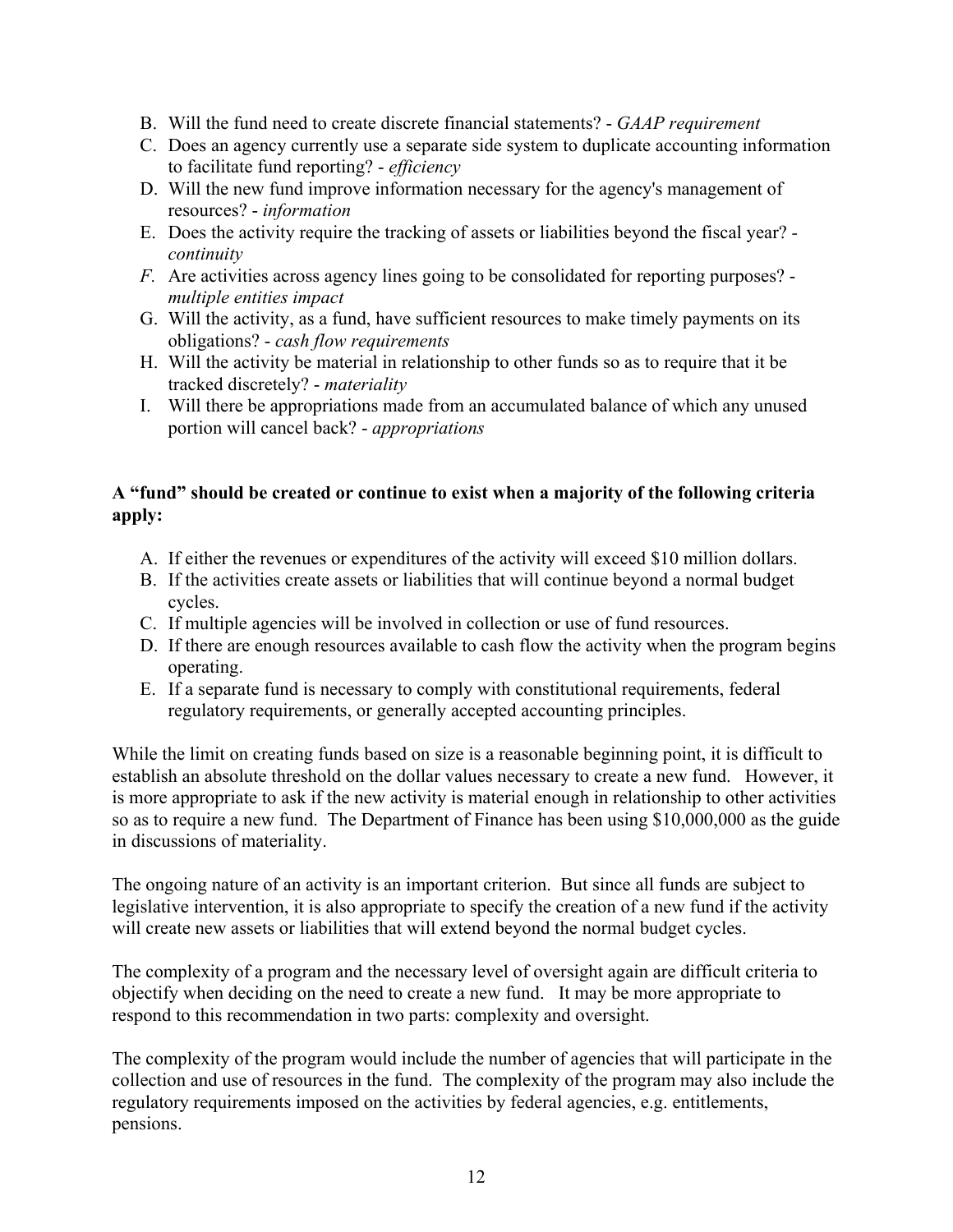B. Will the fund need to create discrete financial statements? - *GAAP requirement*
C. Does an agency currently use a separate side system to duplicate accounting information to facilitate fund reporting? - *efficiency*
D. Will the new fund improve information necessary for the agency's management of resources? - *information*
E. Does the activity require the tracking of assets or liabilities beyond the fiscal year? - *continuity*
*F.* Are activities across agency lines going to be consolidated for reporting purposes? - *multiple entities impact*
G. Will the activity, as a fund, have sufficient resources to make timely payments on its obligations? - *cash flow requirements*
H. Will the activity be material in relationship to other funds so as to require that it be tracked discretely? - *materiality*
I. Will there be appropriations made from an accumulated balance of which any unused portion will cancel back? - *appropriations*

**A "fund" should be created or continue to exist when a majority of the following criteria apply:**

A. If either the revenues or expenditures of the activity will exceed $10 million dollars.
B. If the activities create assets or liabilities that will continue beyond a normal budget cycles.
C. If multiple agencies will be involved in collection or use of fund resources.
D. If there are enough resources available to cash flow the activity when the program begins operating.
E. If a separate fund is necessary to comply with constitutional requirements, federal regulatory requirements, or generally accepted accounting principles.

While the limit on creating funds based on size is a reasonable beginning point, it is difficult to establish an absolute threshold on the dollar values necessary to create a new fund. However, it is more appropriate to ask if the new activity is material enough in relationship to other activities so as to require a new fund. The Department of Finance has been using $10,000,000 as the guide in discussions of materiality.

The ongoing nature of an activity is an important criterion. But since all funds are subject to legislative intervention, it is also appropriate to specify the creation of a new fund if the activity will create new assets or liabilities that will extend beyond the normal budget cycles.

The complexity of a program and the necessary level of oversight again are difficult criteria to objectify when deciding on the need to create a new fund. It may be more appropriate to respond to this recommendation in two parts: complexity and oversight.

The complexity of the program would include the number of agencies that will participate in the collection and use of resources in the fund. The complexity of the program may also include the regulatory requirements imposed on the activities by federal agencies, e.g. entitlements, pensions.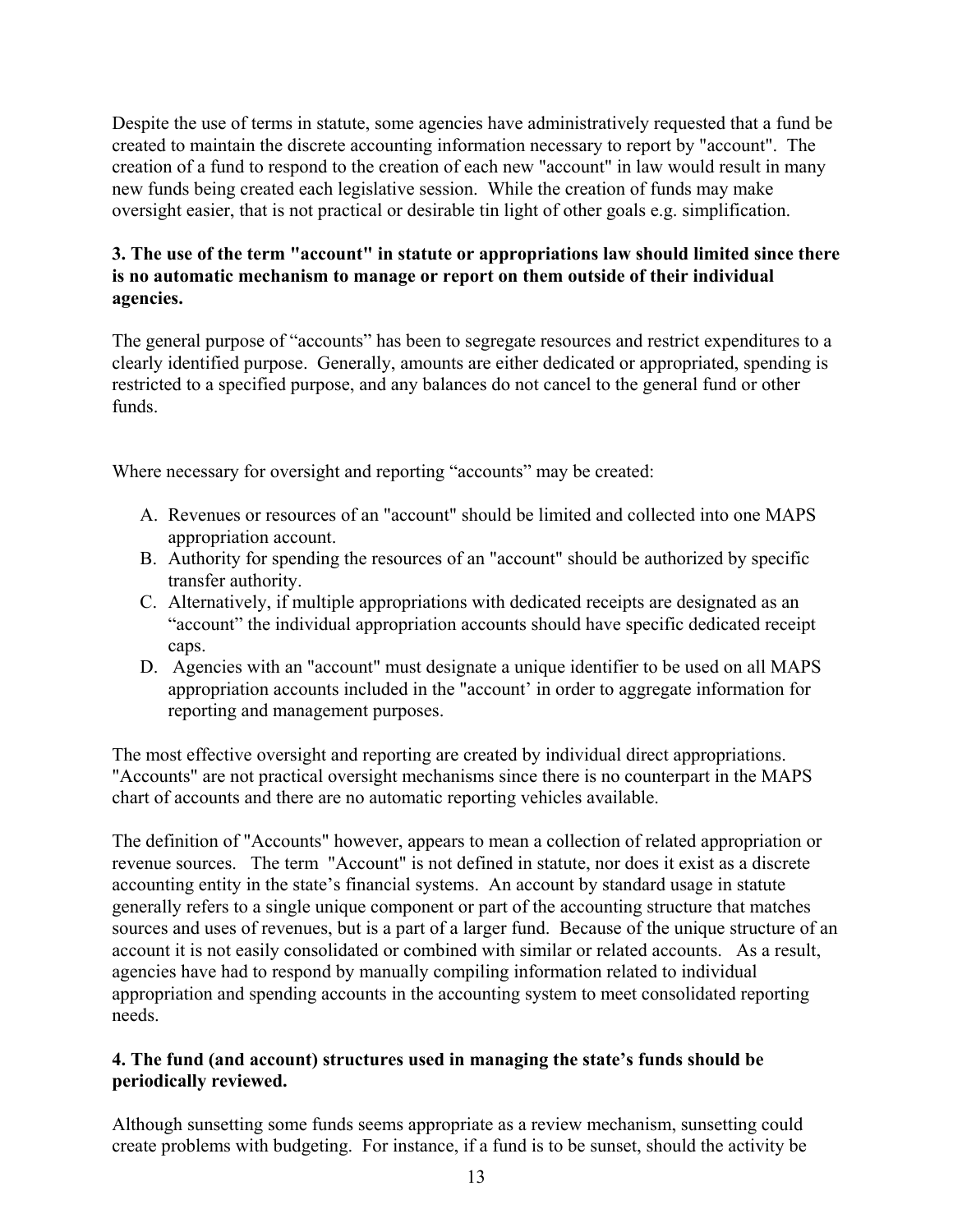Despite the use of terms in statute, some agencies have administratively requested that a fund be created to maintain the discrete accounting information necessary to report by "account". The creation of a fund to respond to the creation of each new "account" in law would result in many new funds being created each legislative session. While the creation of funds may make oversight easier, that is not practical or desirable tin light of other goals e.g. simplification.

**3. The use of the term "account" in statute or appropriations law should limited since there is no automatic mechanism to manage or report on them outside of their individual agencies.**

The general purpose of "accounts" has been to segregate resources and restrict expenditures to a clearly identified purpose. Generally, amounts are either dedicated or appropriated, spending is restricted to a specified purpose, and any balances do not cancel to the general fund or other funds.

Where necessary for oversight and reporting "accounts" may be created:

A. Revenues or resources of an "account" should be limited and collected into one MAPS appropriation account.
B. Authority for spending the resources of an "account" should be authorized by specific transfer authority.
C. Alternatively, if multiple appropriations with dedicated receipts are designated as an "account" the individual appropriation accounts should have specific dedicated receipt caps.
D. Agencies with an "account" must designate a unique identifier to be used on all MAPS appropriation accounts included in the "account' in order to aggregate information for reporting and management purposes.

The most effective oversight and reporting are created by individual direct appropriations. "Accounts" are not practical oversight mechanisms since there is no counterpart in the MAPS chart of accounts and there are no automatic reporting vehicles available.

The definition of "Accounts" however, appears to mean a collection of related appropriation or revenue sources. The term "Account" is not defined in statute, nor does it exist as a discrete accounting entity in the state's financial systems. An account by standard usage in statute generally refers to a single unique component or part of the accounting structure that matches sources and uses of revenues, but is a part of a larger fund. Because of the unique structure of an account it is not easily consolidated or combined with similar or related accounts. As a result, agencies have had to respond by manually compiling information related to individual appropriation and spending accounts in the accounting system to meet consolidated reporting needs.

**4. The fund (and account) structures used in managing the state's funds should be periodically reviewed.**

Although sunsetting some funds seems appropriate as a review mechanism, sunsetting could create problems with budgeting. For instance, if a fund is to be sunset, should the activity be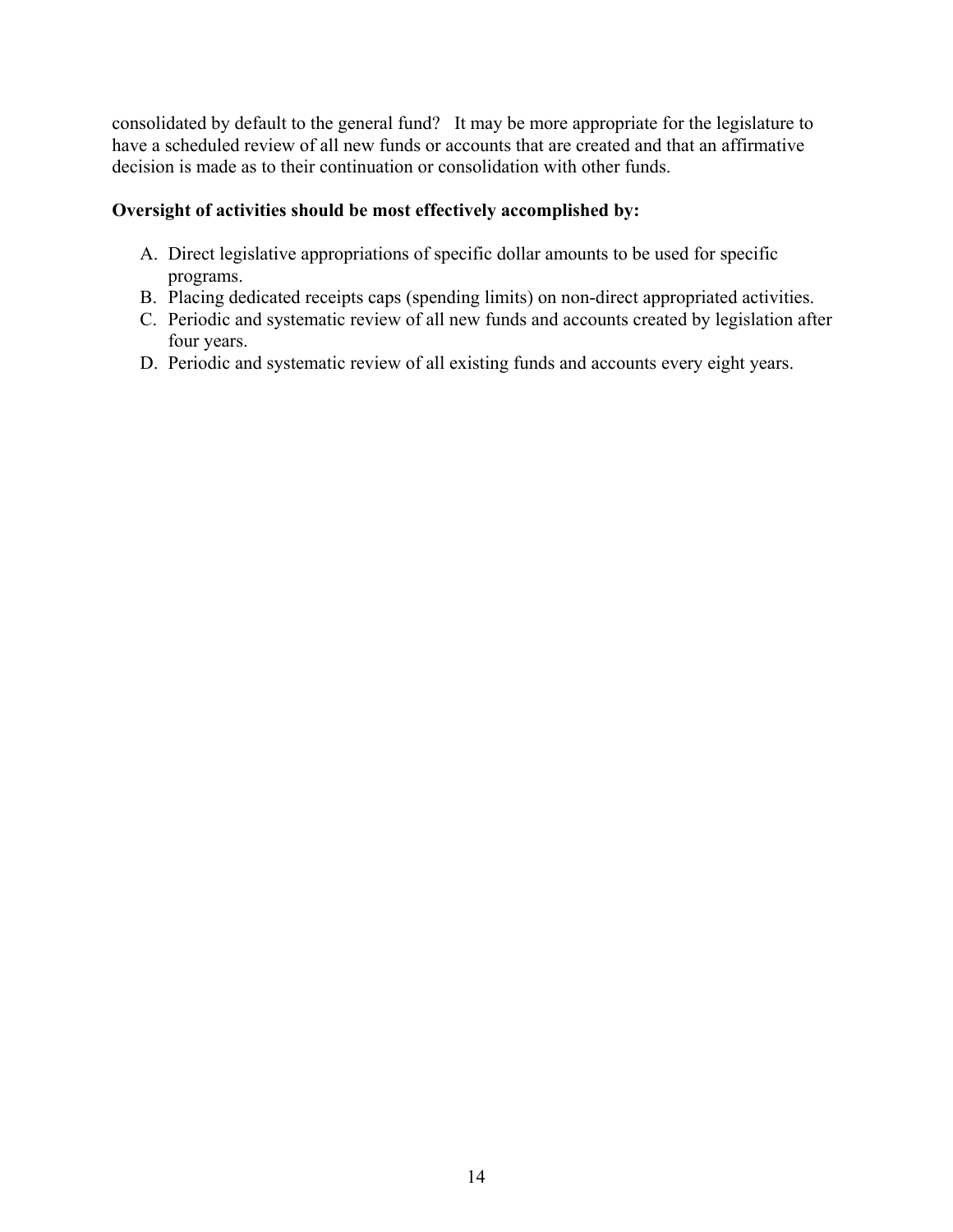consolidated by default to the general fund? It may be more appropriate for the legislature to have a scheduled review of all new funds or accounts that are created and that an affirmative decision is made as to their continuation or consolidation with other funds.

**Oversight of activities should be most effectively accomplished by:**

A. Direct legislative appropriations of specific dollar amounts to be used for specific programs.
B. Placing dedicated receipts caps (spending limits) on non-direct appropriated activities.
C. Periodic and systematic review of all new funds and accounts created by legislation after four years.
D. Periodic and systematic review of all existing funds and accounts every eight years.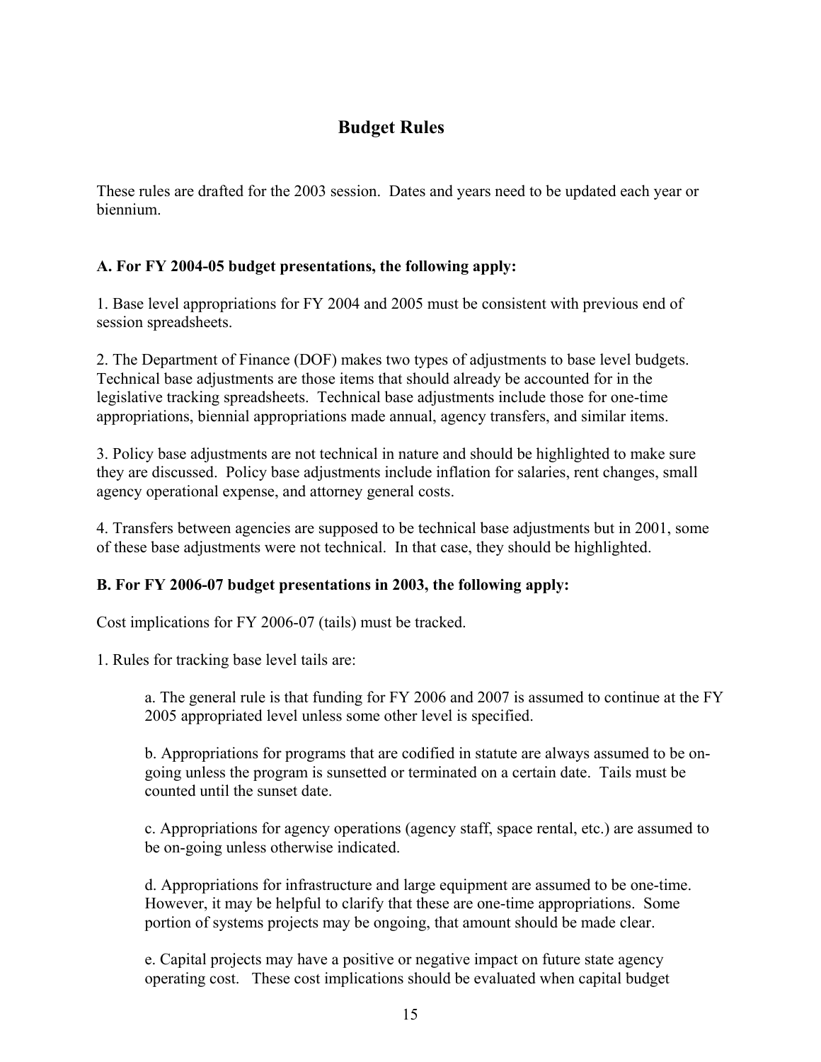## Budget Rules

These rules are drafted for the 2003 session. Dates and years need to be updated each year or biennium.

**A. For FY 2004-05 budget presentations, the following apply:**

1. Base level appropriations for FY 2004 and 2005 must be consistent with previous end of session spreadsheets.

2. The Department of Finance (DOF) makes two types of adjustments to base level budgets. Technical base adjustments are those items that should already be accounted for in the legislative tracking spreadsheets. Technical base adjustments include those for one-time appropriations, biennial appropriations made annual, agency transfers, and similar items.

3. Policy base adjustments are not technical in nature and should be highlighted to make sure they are discussed. Policy base adjustments include inflation for salaries, rent changes, small agency operational expense, and attorney general costs.

4. Transfers between agencies are supposed to be technical base adjustments but in 2001, some of these base adjustments were not technical. In that case, they should be highlighted.

**B. For FY 2006-07 budget presentations in 2003, the following apply:**

Cost implications for FY 2006-07 (tails) must be tracked.

1. Rules for tracking base level tails are:

   a. The general rule is that funding for FY 2006 and 2007 is assumed to continue at the FY 2005 appropriated level unless some other level is specified.

   b. Appropriations for programs that are codified in statute are always assumed to be on-going unless the program is sunsetted or terminated on a certain date. Tails must be counted until the sunset date.

   c. Appropriations for agency operations (agency staff, space rental, etc.) are assumed to be on-going unless otherwise indicated.

   d. Appropriations for infrastructure and large equipment are assumed to be one-time. However, it may be helpful to clarify that these are one-time appropriations. Some portion of systems projects may be ongoing, that amount should be made clear.

   e. Capital projects may have a positive or negative impact on future state agency operating cost. These cost implications should be evaluated when capital budget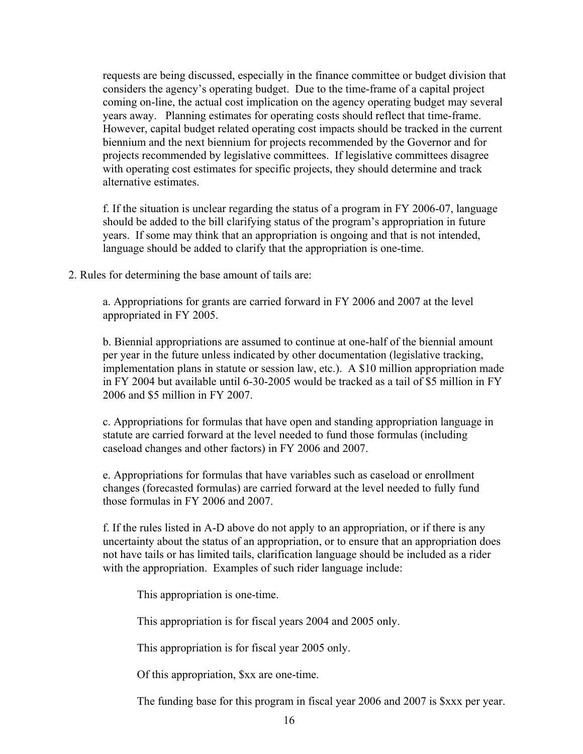requests are being discussed, especially in the finance committee or budget division that considers the agency's operating budget. Due to the time-frame of a capital project coming on-line, the actual cost implication on the agency operating budget may several years away. Planning estimates for operating costs should reflect that time-frame. However, capital budget related operating cost impacts should be tracked in the current biennium and the next biennium for projects recommended by the Governor and for projects recommended by legislative committees. If legislative committees disagree with operating cost estimates for specific projects, they should determine and track alternative estimates.

f. If the situation is unclear regarding the status of a program in FY 2006-07, language should be added to the bill clarifying status of the program's appropriation in future years. If some may think that an appropriation is ongoing and that is not intended, language should be added to clarify that the appropriation is one-time.

2. Rules for determining the base amount of tails are:

a. Appropriations for grants are carried forward in FY 2006 and 2007 at the level appropriated in FY 2005.

b. Biennial appropriations are assumed to continue at one-half of the biennial amount per year in the future unless indicated by other documentation (legislative tracking, implementation plans in statute or session law, etc.). A $10 million appropriation made in FY 2004 but available until 6-30-2005 would be tracked as a tail of $5 million in FY 2006 and $5 million in FY 2007.

c. Appropriations for formulas that have open and standing appropriation language in statute are carried forward at the level needed to fund those formulas (including caseload changes and other factors) in FY 2006 and 2007.

e. Appropriations for formulas that have variables such as caseload or enrollment changes (forecasted formulas) are carried forward at the level needed to fully fund those formulas in FY 2006 and 2007.

f. If the rules listed in A-D above do not apply to an appropriation, or if there is any uncertainty about the status of an appropriation, or to ensure that an appropriation does not have tails or has limited tails, clarification language should be included as a rider with the appropriation. Examples of such rider language include:

This appropriation is one-time.

This appropriation is for fiscal years 2004 and 2005 only.

This appropriation is for fiscal year 2005 only.

Of this appropriation, $xx are one-time.

The funding base for this program in fiscal year 2006 and 2007 is $xxx per year.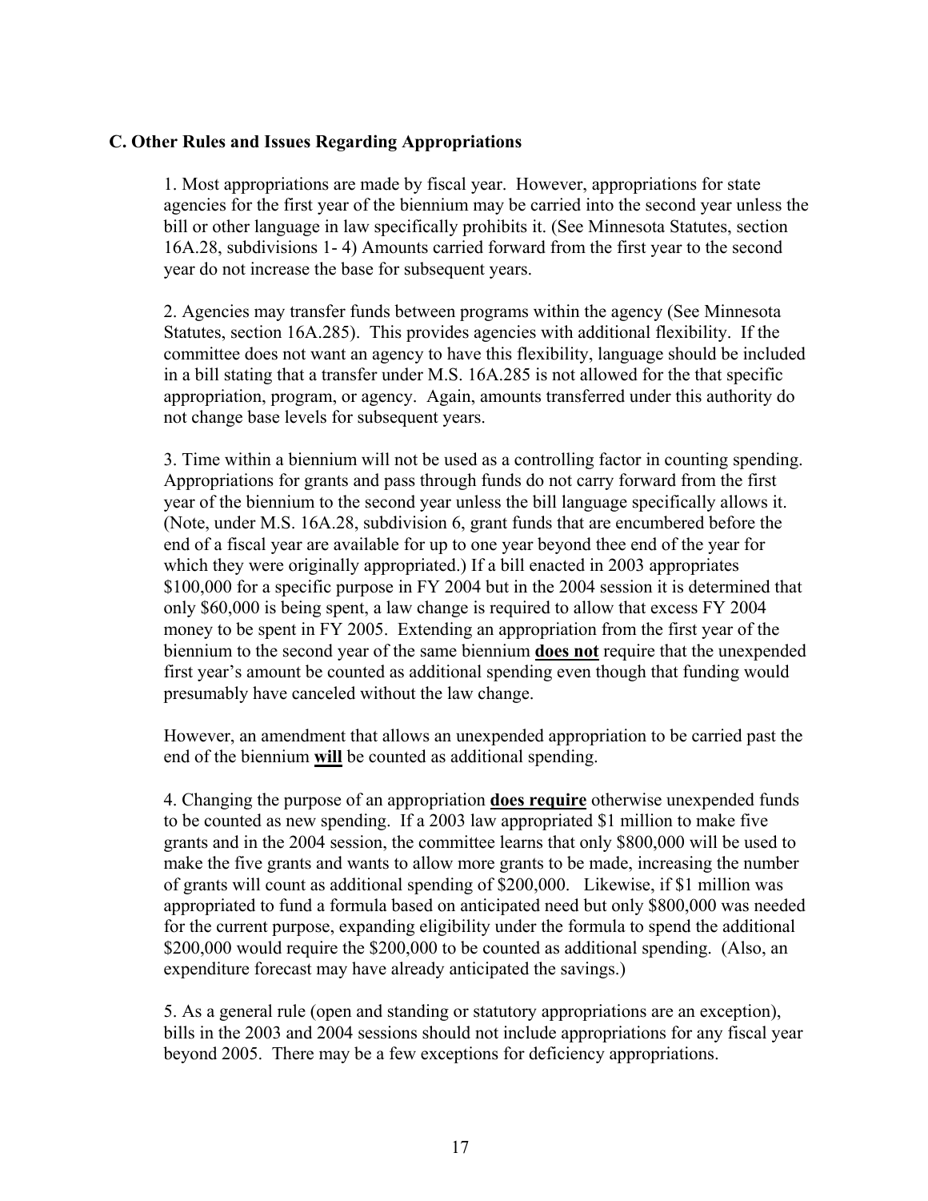### C. Other Rules and Issues Regarding Appropriations

1. Most appropriations are made by fiscal year. However, appropriations for state agencies for the first year of the biennium may be carried into the second year unless the bill or other language in law specifically prohibits it. (See Minnesota Statutes, section 16A.28, subdivisions 1- 4) Amounts carried forward from the first year to the second year do not increase the base for subsequent years.

2. Agencies may transfer funds between programs within the agency (See Minnesota Statutes, section 16A.285). This provides agencies with additional flexibility. If the committee does not want an agency to have this flexibility, language should be included in a bill stating that a transfer under M.S. 16A.285 is not allowed for the that specific appropriation, program, or agency. Again, amounts transferred under this authority do not change base levels for subsequent years.

3. Time within a biennium will not be used as a controlling factor in counting spending. Appropriations for grants and pass through funds do not carry forward from the first year of the biennium to the second year unless the bill language specifically allows it. (Note, under M.S. 16A.28, subdivision 6, grant funds that are encumbered before the end of a fiscal year are available for up to one year beyond thee end of the year for which they were originally appropriated.) If a bill enacted in 2003 appropriates $100,000 for a specific purpose in FY 2004 but in the 2004 session it is determined that only $60,000 is being spent, a law change is required to allow that excess FY 2004 money to be spent in FY 2005. Extending an appropriation from the first year of the biennium to the second year of the same biennium **does not** require that the unexpended first year's amount be counted as additional spending even though that funding would presumably have canceled without the law change.

However, an amendment that allows an unexpended appropriation to be carried past the end of the biennium **will** be counted as additional spending.

4. Changing the purpose of an appropriation **does require** otherwise unexpended funds to be counted as new spending. If a 2003 law appropriated $1 million to make five grants and in the 2004 session, the committee learns that only $800,000 will be used to make the five grants and wants to allow more grants to be made, increasing the number of grants will count as additional spending of $200,000. Likewise, if $1 million was appropriated to fund a formula based on anticipated need but only $800,000 was needed for the current purpose, expanding eligibility under the formula to spend the additional $200,000 would require the $200,000 to be counted as additional spending. (Also, an expenditure forecast may have already anticipated the savings.)

5. As a general rule (open and standing or statutory appropriations are an exception), bills in the 2003 and 2004 sessions should not include appropriations for any fiscal year beyond 2005. There may be a few exceptions for deficiency appropriations.